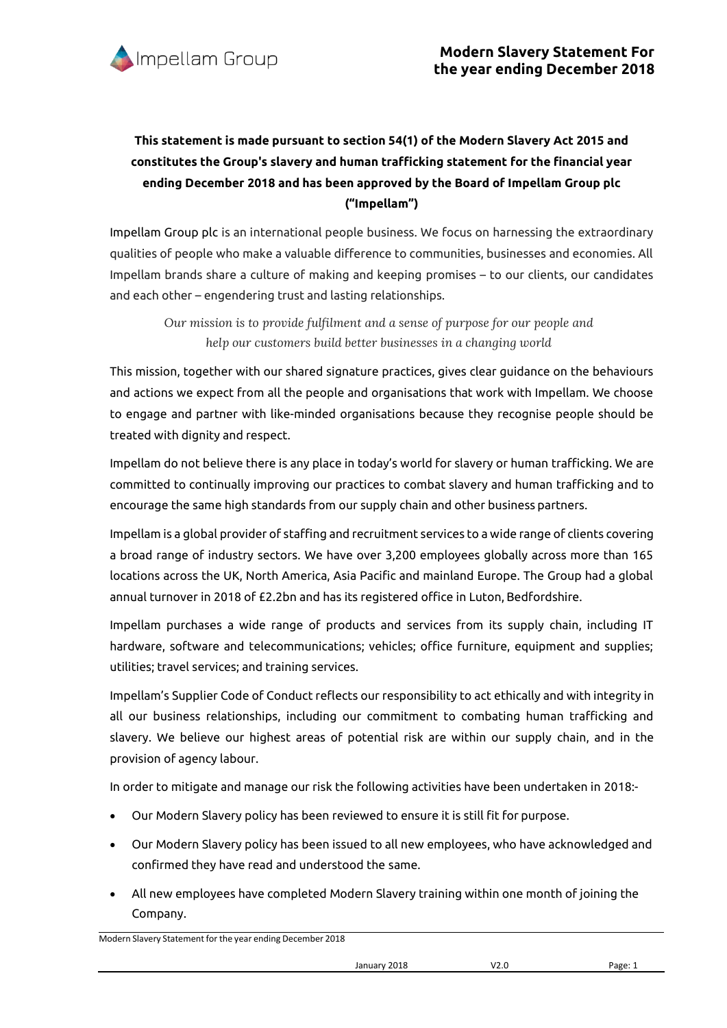# Modern Slavery Statement For the year ending December 2018

**This statement is made pursuant to section 54(1) of the Modern Slavery Act 2015 and constitutes the Group's slavery and human trafficking statement for the financial year ending December 2018 and has been approved by the Board of Impellam Group plc ("Impellam")**

Impellam Group plc is an international people business. We focus on harnessing the extraordinary qualities of people who make a valuable difference to communities, businesses and economies. All Impellam brands share a culture of making and keeping promises – to our clients, our candidates and each other – engendering trust and lasting relationships.

*Our mission is to provide fulfilment and a sense of purpose for our people and help our customers build better businesses in a changing world*

This mission, together with our shared signature practices, gives clear guidance on the behaviours and actions we expect from all the people and organisations that work with Impellam. We choose to engage and partner with like-minded organisations because they recognise people should be treated with dignity and respect.

Impellam do not believe there is any place in today's world for slavery or human trafficking. We are committed to continually improving our practices to combat slavery and human trafficking and to encourage the same high standards from our supply chain and other business partners.

Impellam is a global provider of staffing and recruitment services to a wide range of clients covering a broad range of industry sectors. We have over 3,200 employees globally across more than 165 locations across the UK, North America, Asia Pacific and mainland Europe. The Group had a global annual turnover in 2018 of £2.2bn and has its registered office in Luton, Bedfordshire.

Impellam purchases a wide range of products and services from its supply chain, including IT hardware, software and telecommunications; vehicles; office furniture, equipment and supplies; utilities; travel services; and training services.

Impellam's Supplier Code of Conduct reflects our responsibility to act ethically and with integrity in all our business relationships, including our commitment to combating human trafficking and slavery. We believe our highest areas of potential risk are within our supply chain, and in the provision of agency labour.

In order to mitigate and manage our risk the following activities have been undertaken in 2018:-

- Our Modern Slavery policy has been reviewed to ensure it is still fit for purpose.
- Our Modern Slavery policy has been issued to all new employees, who have acknowledged and confirmed they have read and understood the same.
- All new employees have completed Modern Slavery training within one month of joining the Company.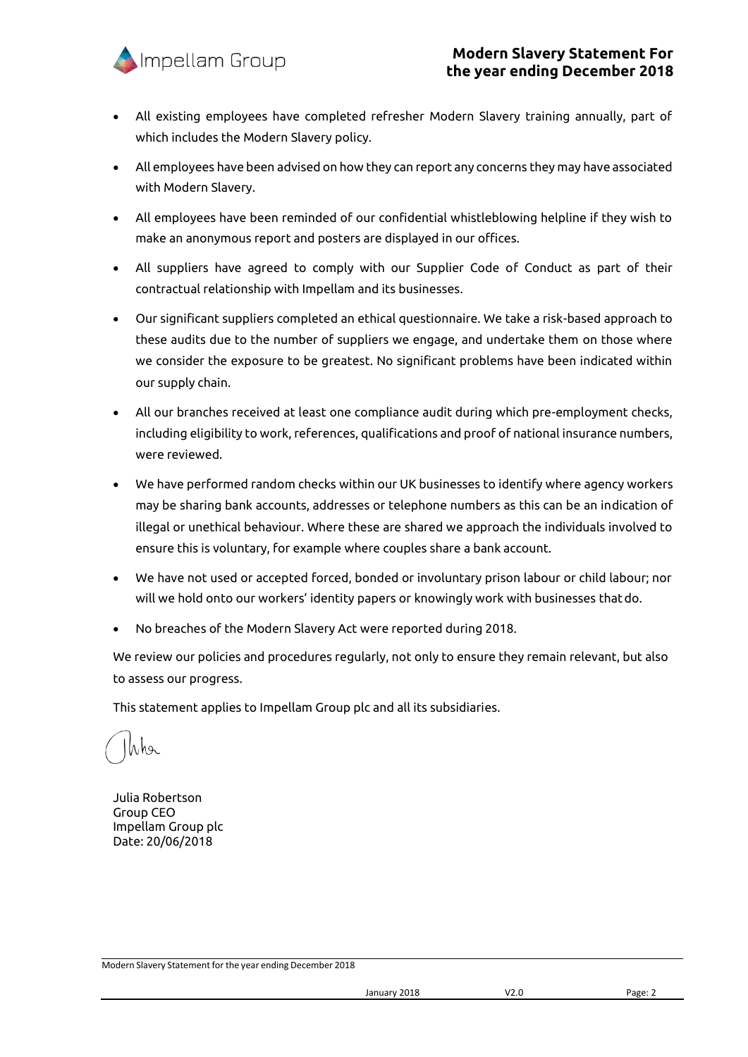- All existing employees have completed refresher Modern Slavery training annually, part of which includes the Modern Slavery policy.
- All employees have been advised on how they can report any concerns they may have associated with Modern Slavery.
- All employees have been reminded of our confidential whistleblowing helpline if they wish to make an anonymous report and posters are displayed in our offices.
- All suppliers have agreed to comply with our Supplier Code of Conduct as part of their contractual relationship with Impellam and its businesses.
- Our significant suppliers completed an ethical questionnaire. We take a risk-based approach to these audits due to the number of suppliers we engage, and undertake them on those where we consider the exposure to be greatest. No significant problems have been indicated within our supply chain.
- All our branches received at least one compliance audit during which pre-employment checks, including eligibility to work, references, qualifications and proof of national insurance numbers, were reviewed.
- We have performed random checks within our UK businesses to identify where agency workers may be sharing bank accounts, addresses or telephone numbers as this can be an indication of illegal or unethical behaviour. Where these are shared we approach the individuals involved to ensure this is voluntary, for example where couples share a bank account.
- We have not used or accepted forced, bonded or involuntary prison labour or child labour; nor will we hold onto our workers' identity papers or knowingly work with businesses that do.
- No breaches of the Modern Slavery Act were reported during 2018.

We review our policies and procedures regularly, not only to ensure they remain relevant, but also to assess our progress.

This statement applies to Impellam Group plc and all its subsidiaries.

Julia Robertson
Group CEO
Impellam Group plc
Date: 20/06/2018